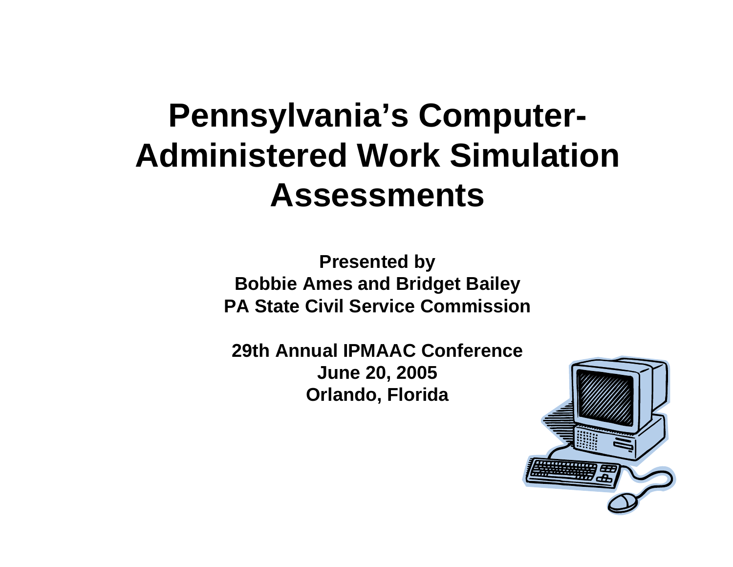# Pennsylvania's Computer-Administered Work Simulation Assessments

**Presented by**
**Bobbie Ames and Bridget Bailey**
**PA State Civil Service Commission**

**29th Annual IPMAAC Conference**
**June 20, 2005**
**Orlando, Florida**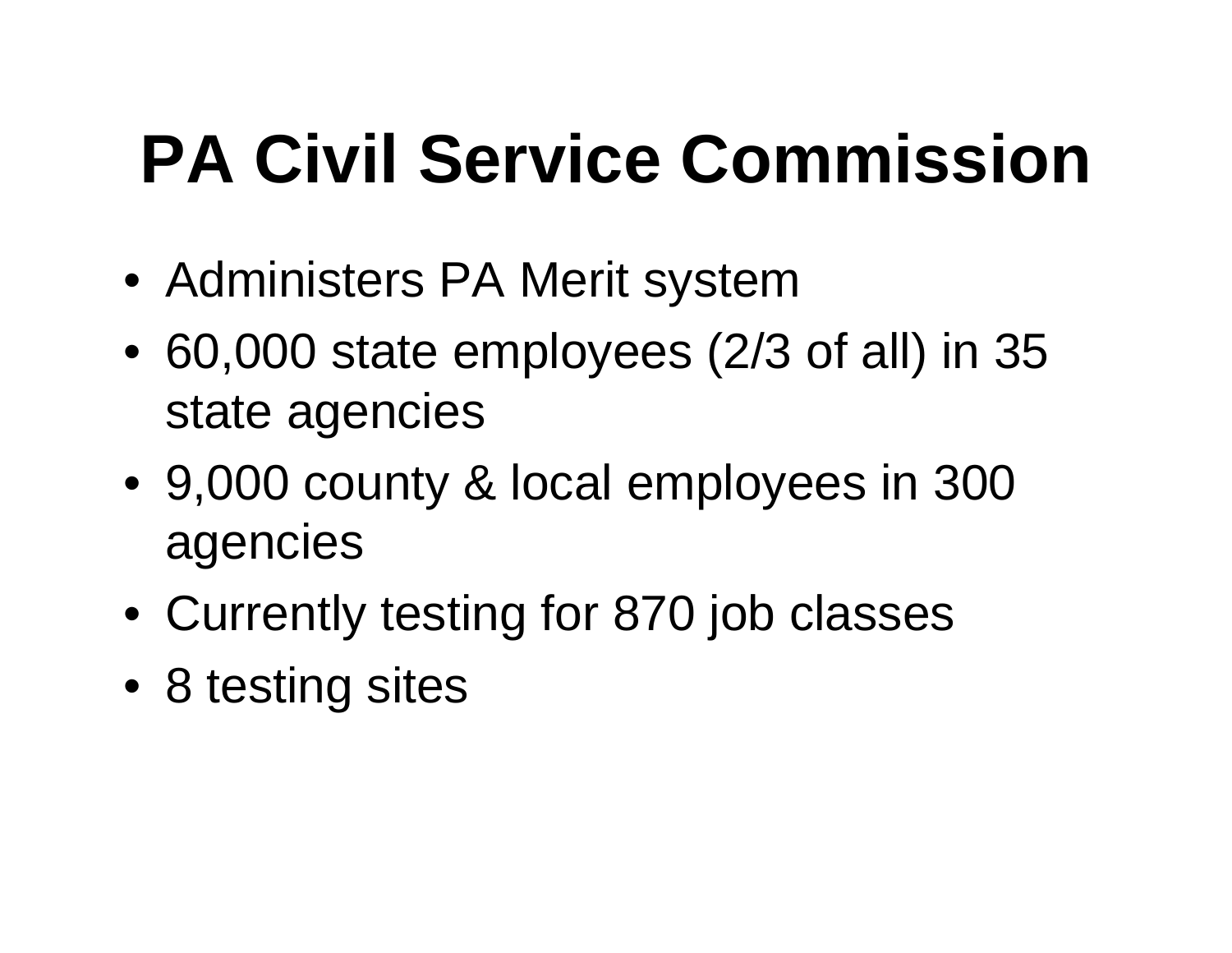# PA Civil Service Commission

- Administers PA Merit system
- 60,000 state employees (2/3 of all) in 35 state agencies
- 9,000 county & local employees in 300 agencies
- Currently testing for 870 job classes
- 8 testing sites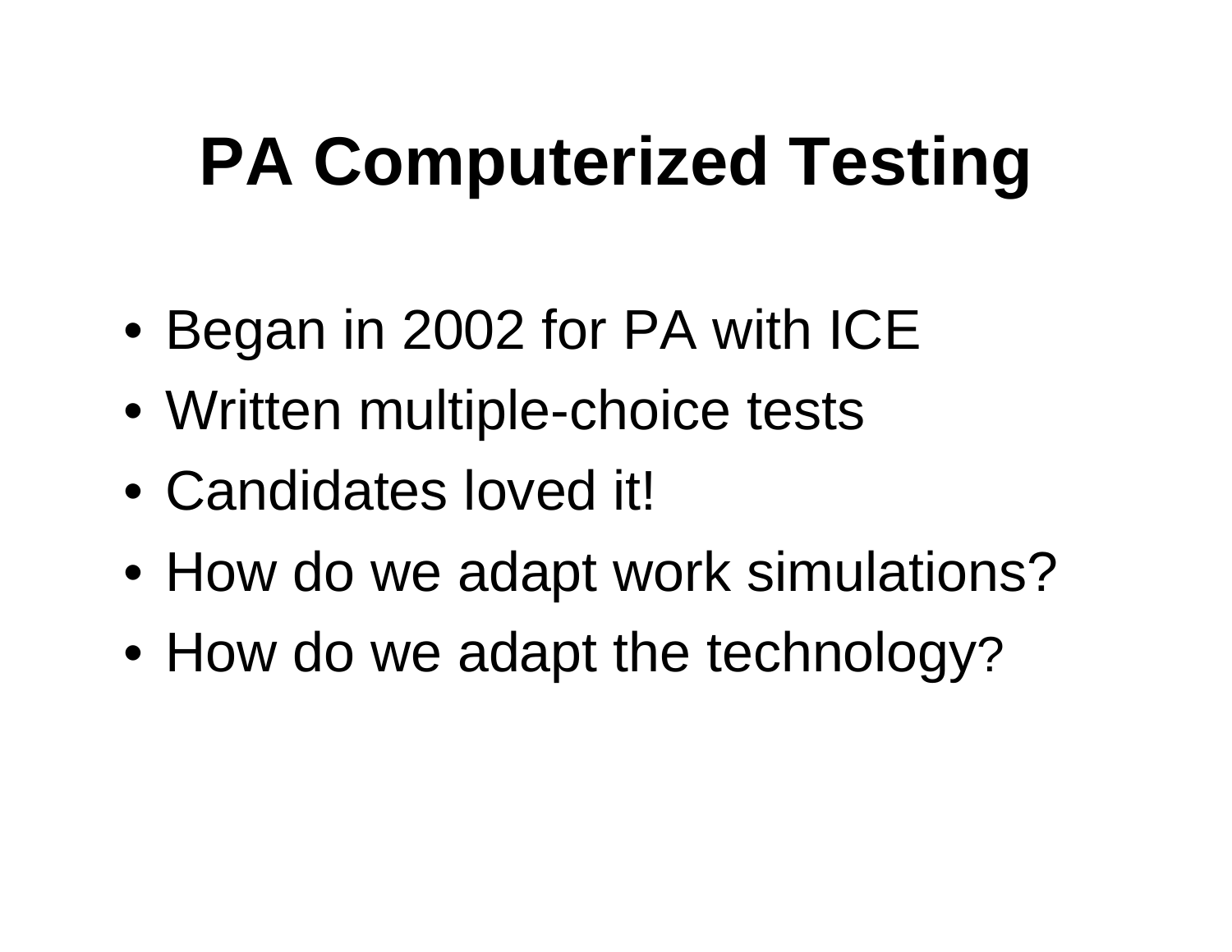# PA Computerized Testing

- Began in 2002 for PA with ICE
- Written multiple-choice tests
- Candidates loved it!
- How do we adapt work simulations?
- How do we adapt the technology?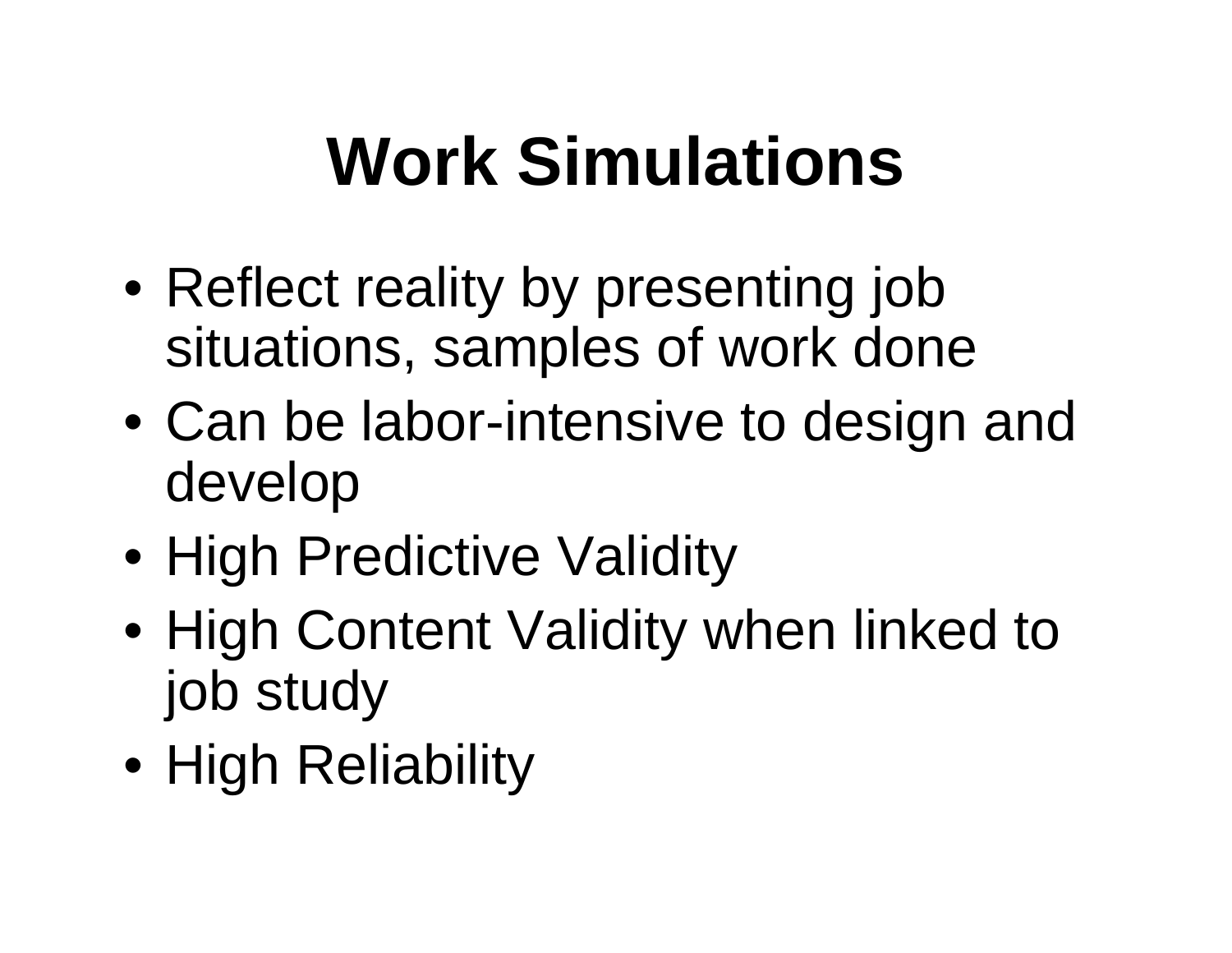# Work Simulations

- Reflect reality by presenting job situations, samples of work done
- Can be labor-intensive to design and develop
- High Predictive Validity
- High Content Validity when linked to job study
- High Reliability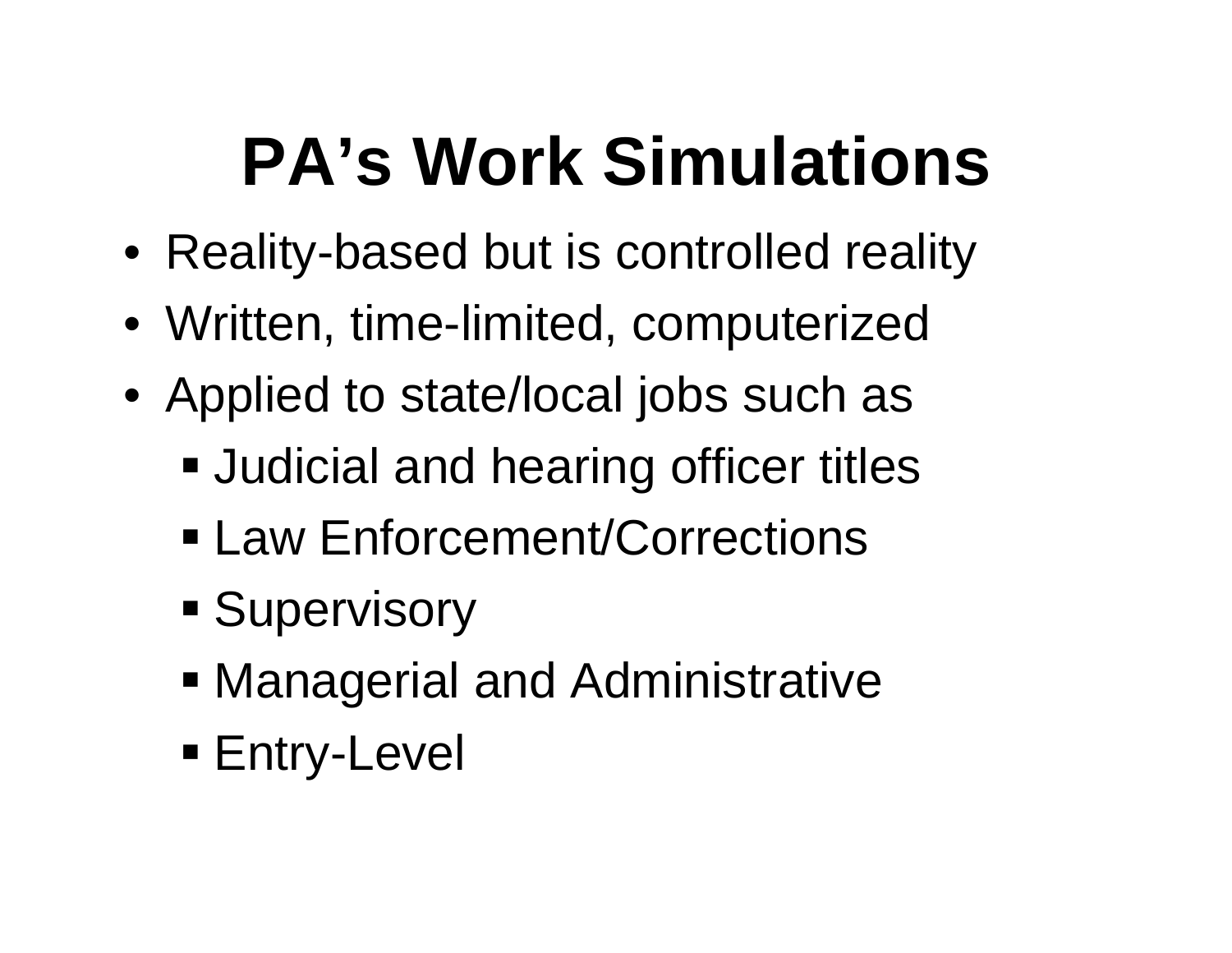# PA's Work Simulations

- Reality-based but is controlled reality
- Written, time-limited, computerized
- Applied to state/local jobs such as
  - Judicial and hearing officer titles
  - Law Enforcement/Corrections
  - Supervisory
  - Managerial and Administrative
  - Entry-Level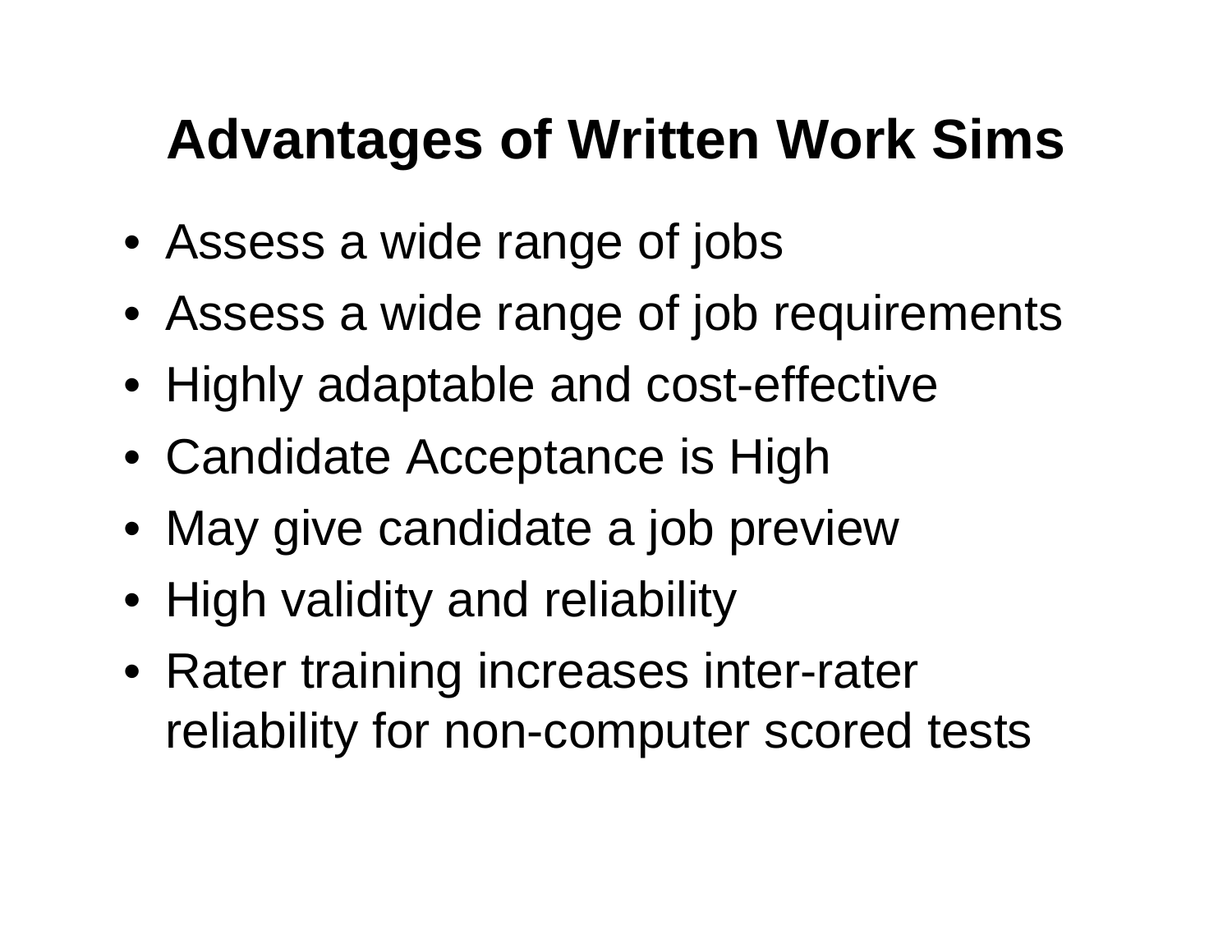# Advantages of Written Work Sims

- Assess a wide range of jobs
- Assess a wide range of job requirements
- Highly adaptable and cost-effective
- Candidate Acceptance is High
- May give candidate a job preview
- High validity and reliability
- Rater training increases inter-rater reliability for non-computer scored tests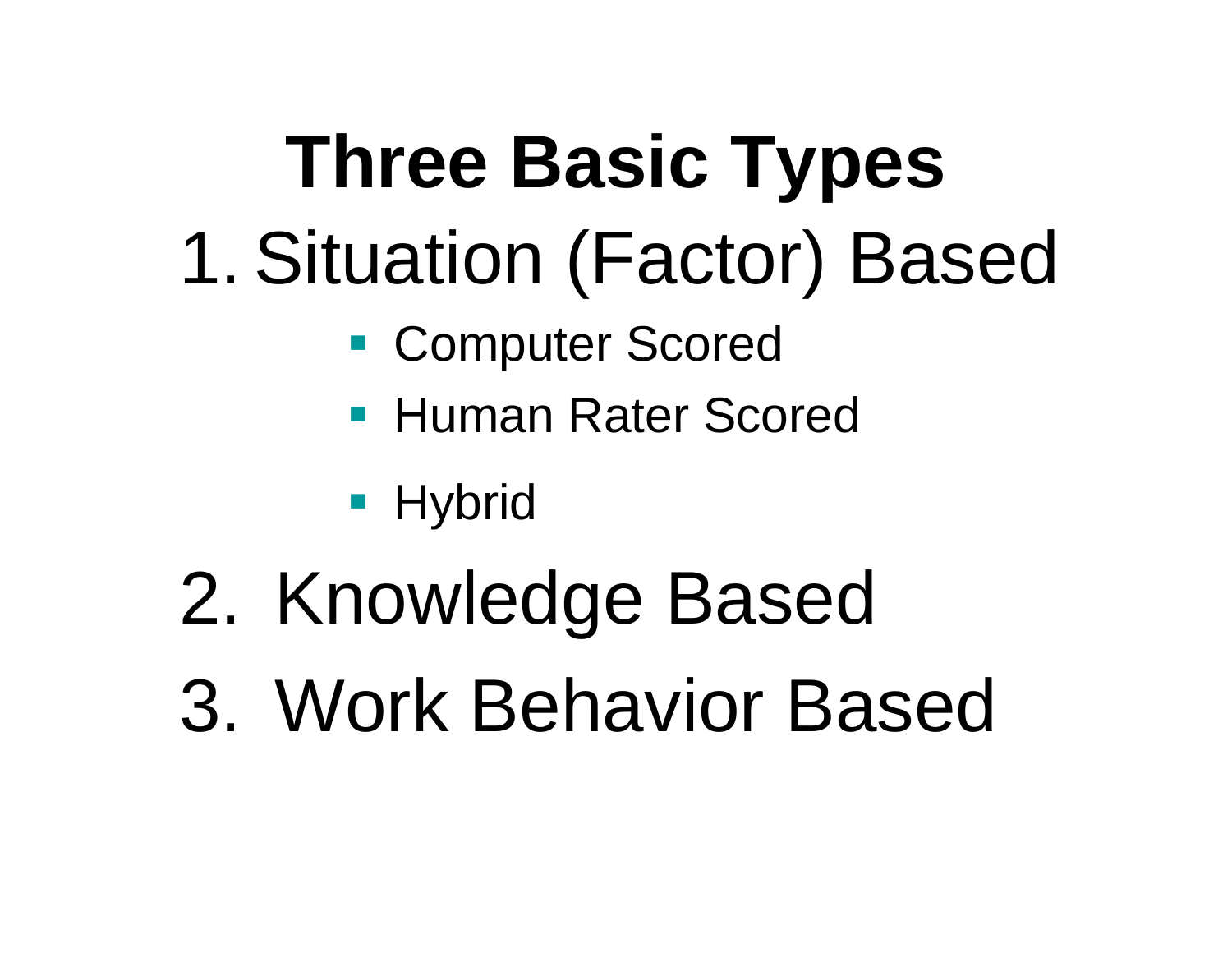# Three Basic Types

1. Situation (Factor) Based
   - Computer Scored
   - Human Rater Scored
   - Hybrid
2. Knowledge Based
3. Work Behavior Based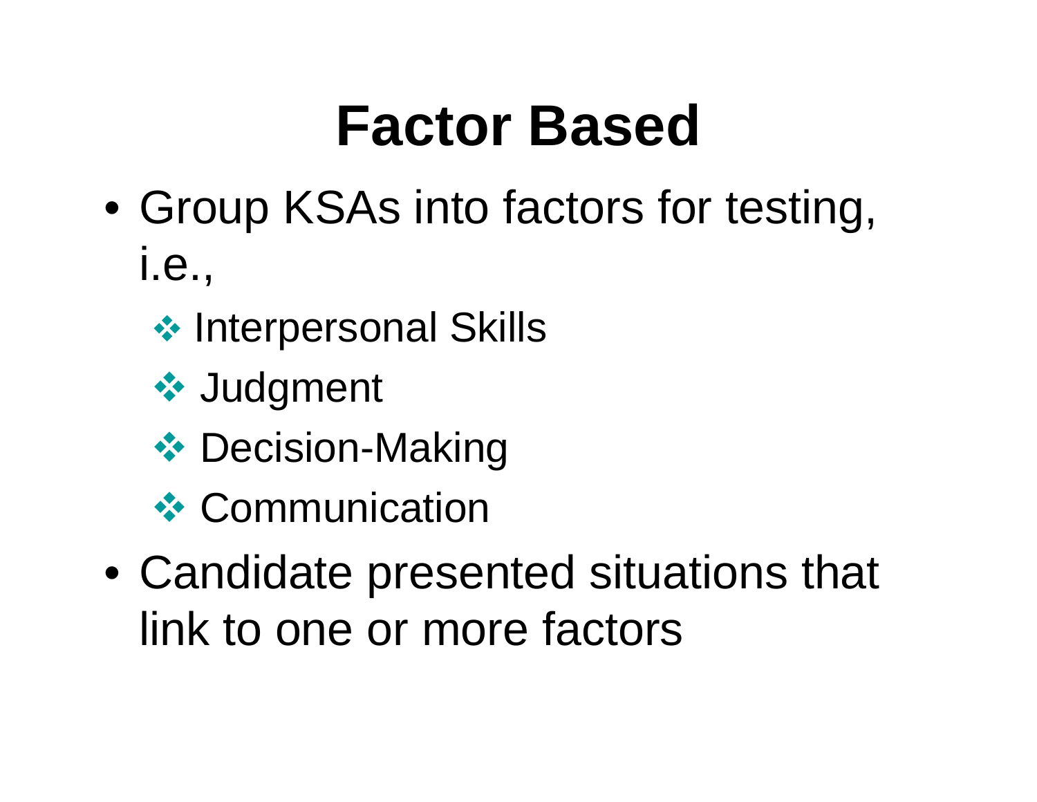# Factor Based

- Group KSAs into factors for testing, i.e.,
  - Interpersonal Skills
  - Judgment
  - Decision-Making
  - Communication
- Candidate presented situations that link to one or more factors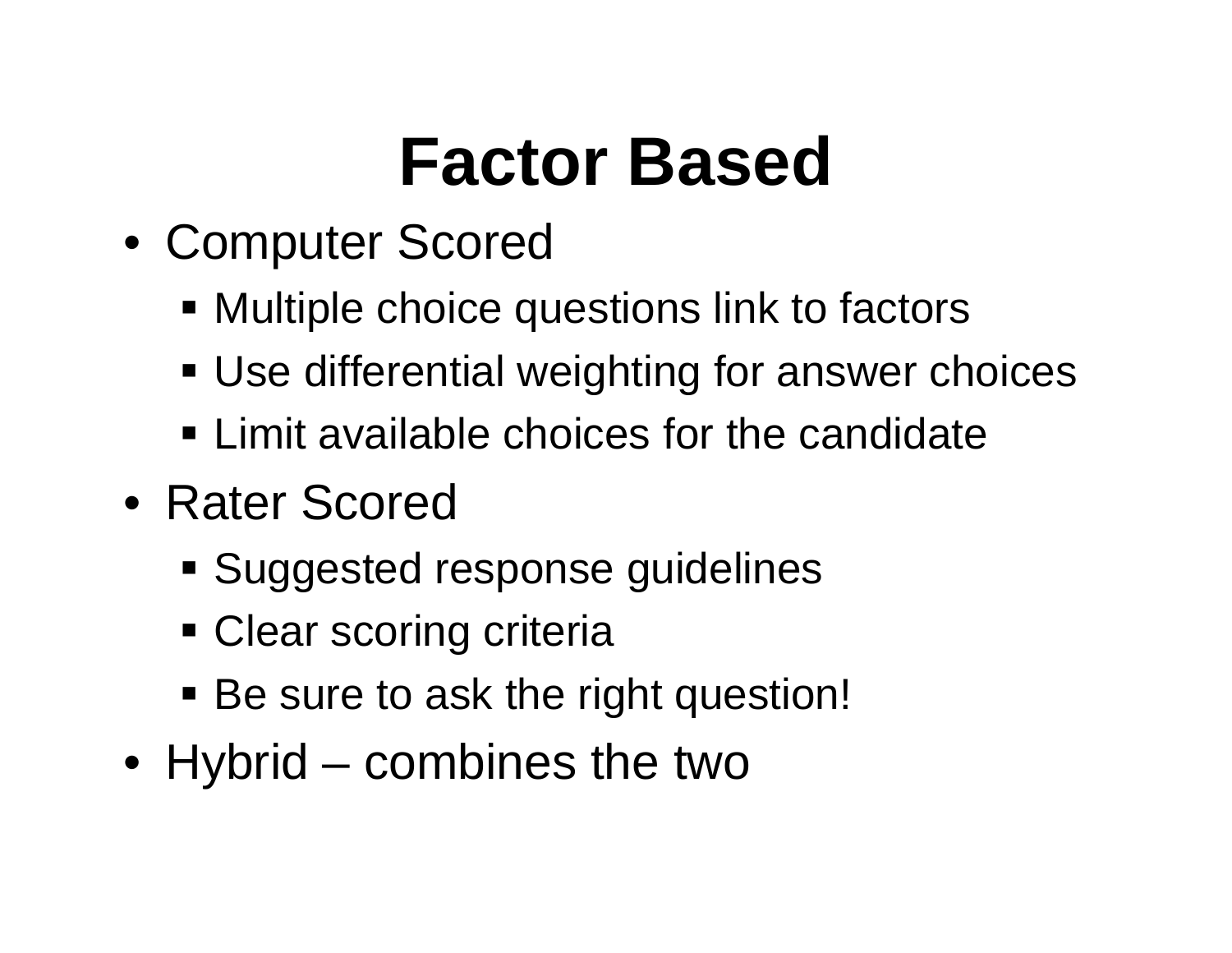# Factor Based

- Computer Scored
  - Multiple choice questions link to factors
  - Use differential weighting for answer choices
  - Limit available choices for the candidate
- Rater Scored
  - Suggested response guidelines
  - Clear scoring criteria
  - Be sure to ask the right question!
- Hybrid – combines the two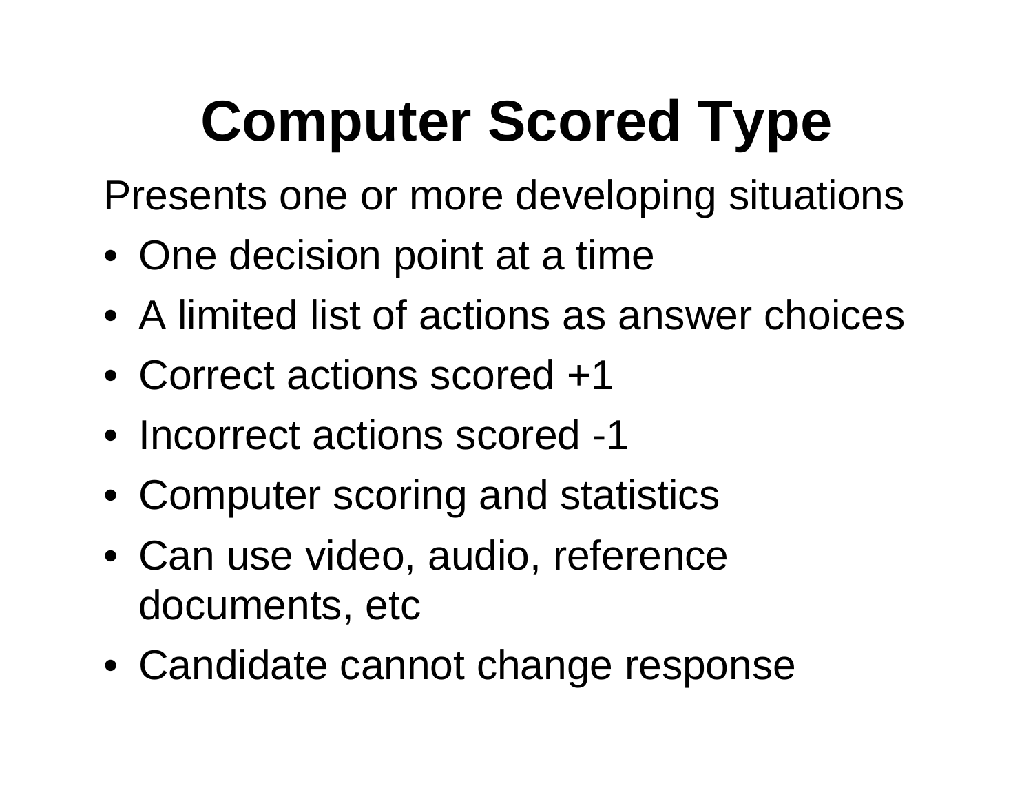# Computer Scored Type

Presents one or more developing situations

- One decision point at a time
- A limited list of actions as answer choices
- Correct actions scored +1
- Incorrect actions scored -1
- Computer scoring and statistics
- Can use video, audio, reference documents, etc
- Candidate cannot change response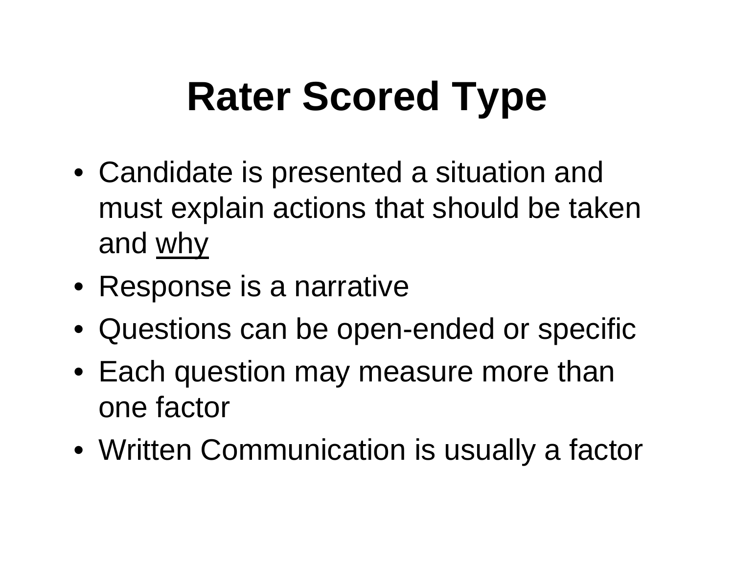# Rater Scored Type

- Candidate is presented a situation and must explain actions that should be taken and <u>why</u>
- Response is a narrative
- Questions can be open-ended or specific
- Each question may measure more than one factor
- Written Communication is usually a factor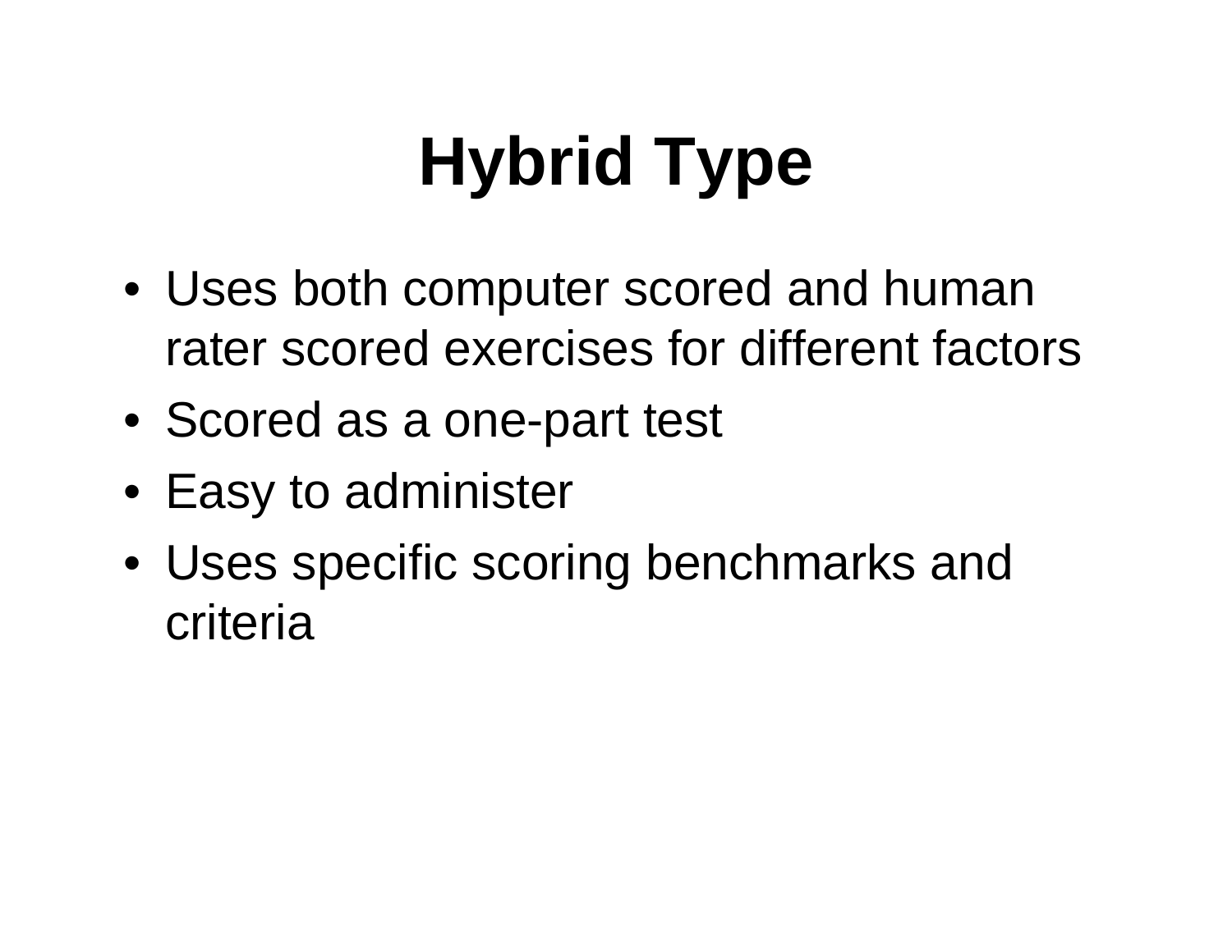# Hybrid Type

- Uses both computer scored and human rater scored exercises for different factors
- Scored as a one-part test
- Easy to administer
- Uses specific scoring benchmarks and criteria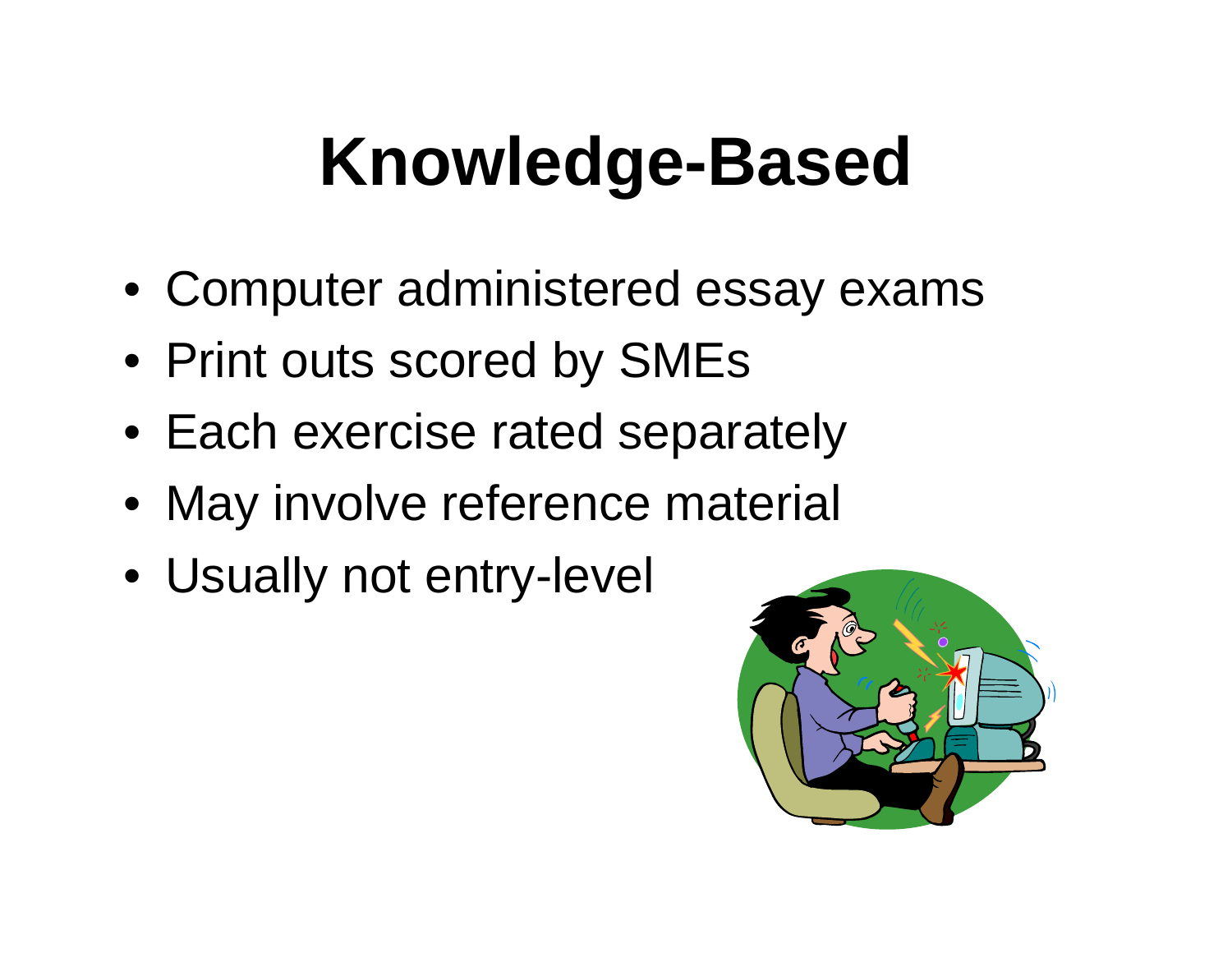# Knowledge-Based

- Computer administered essay exams
- Print outs scored by SMEs
- Each exercise rated separately
- May involve reference material
- Usually not entry-level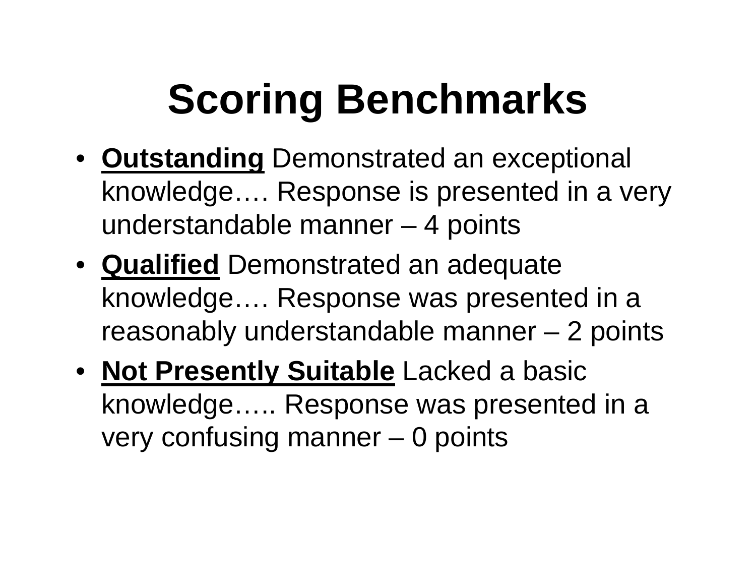# Scoring Benchmarks

- **Outstanding** Demonstrated an exceptional knowledge…. Response is presented in a very understandable manner – 4 points
- **Qualified** Demonstrated an adequate knowledge…. Response was presented in a reasonably understandable manner – 2 points
- **Not Presently Suitable** Lacked a basic knowledge….. Response was presented in a very confusing manner – 0 points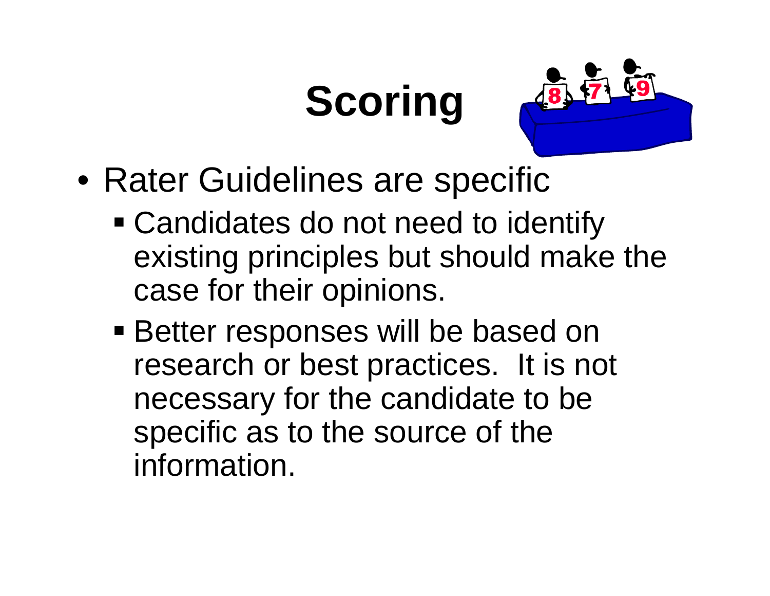# Scoring

- Rater Guidelines are specific
  - Candidates do not need to identify existing principles but should make the case for their opinions.
  - Better responses will be based on research or best practices. It is not necessary for the candidate to be specific as to the source of the information.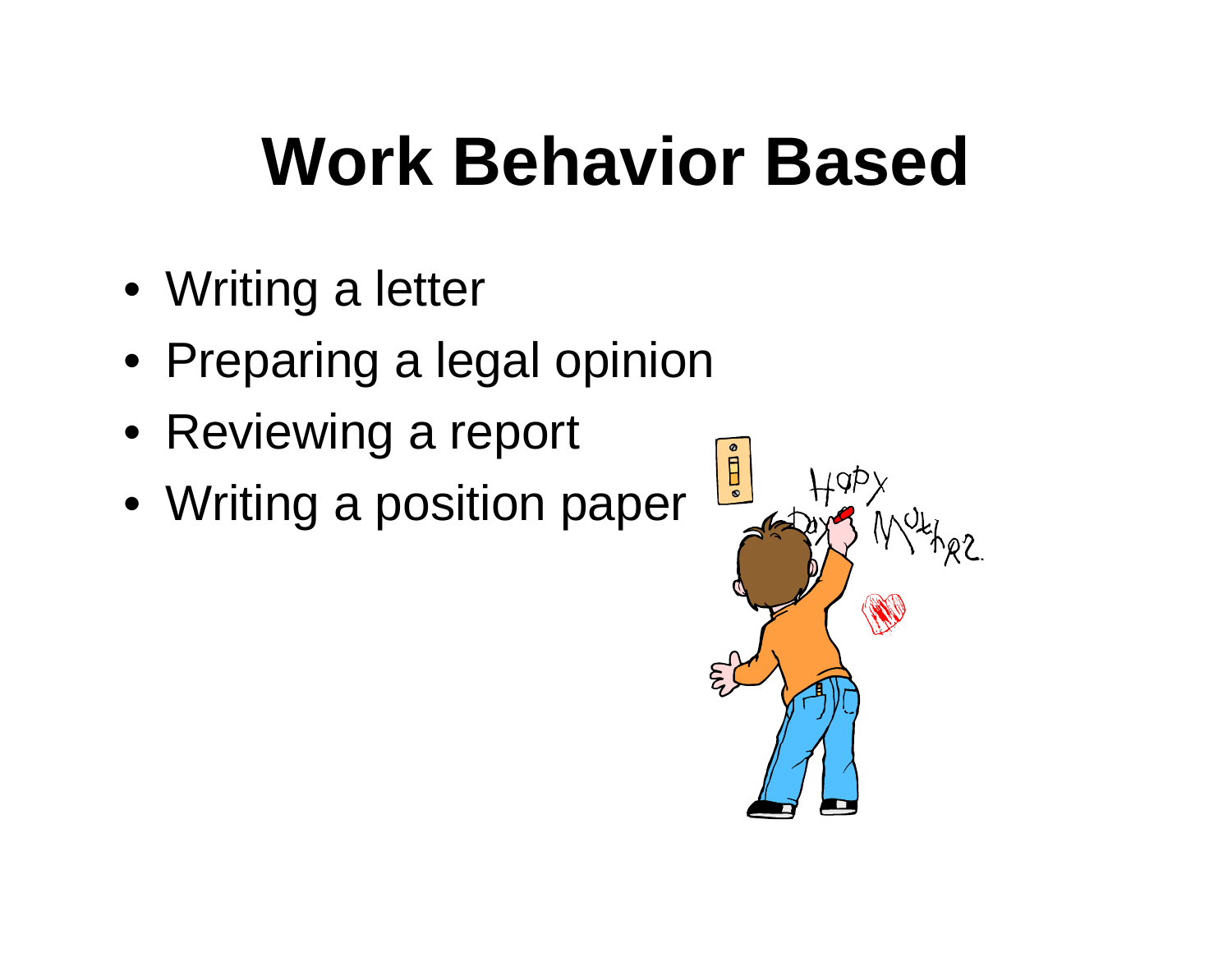# Work Behavior Based

- Writing a letter
- Preparing a legal opinion
- Reviewing a report
- Writing a position paper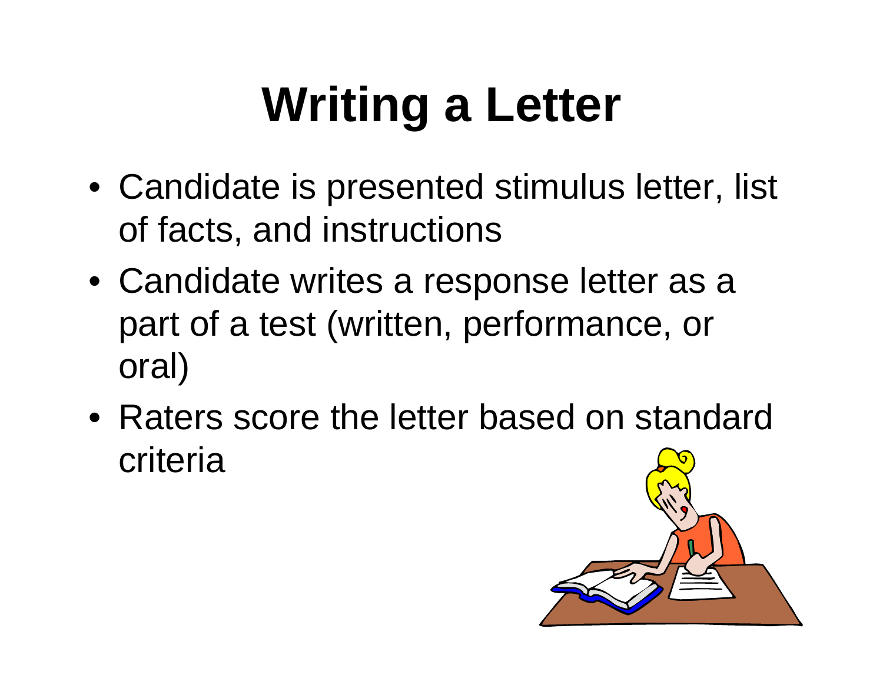# Writing a Letter

- Candidate is presented stimulus letter, list of facts, and instructions
- Candidate writes a response letter as a part of a test (written, performance, or oral)
- Raters score the letter based on standard criteria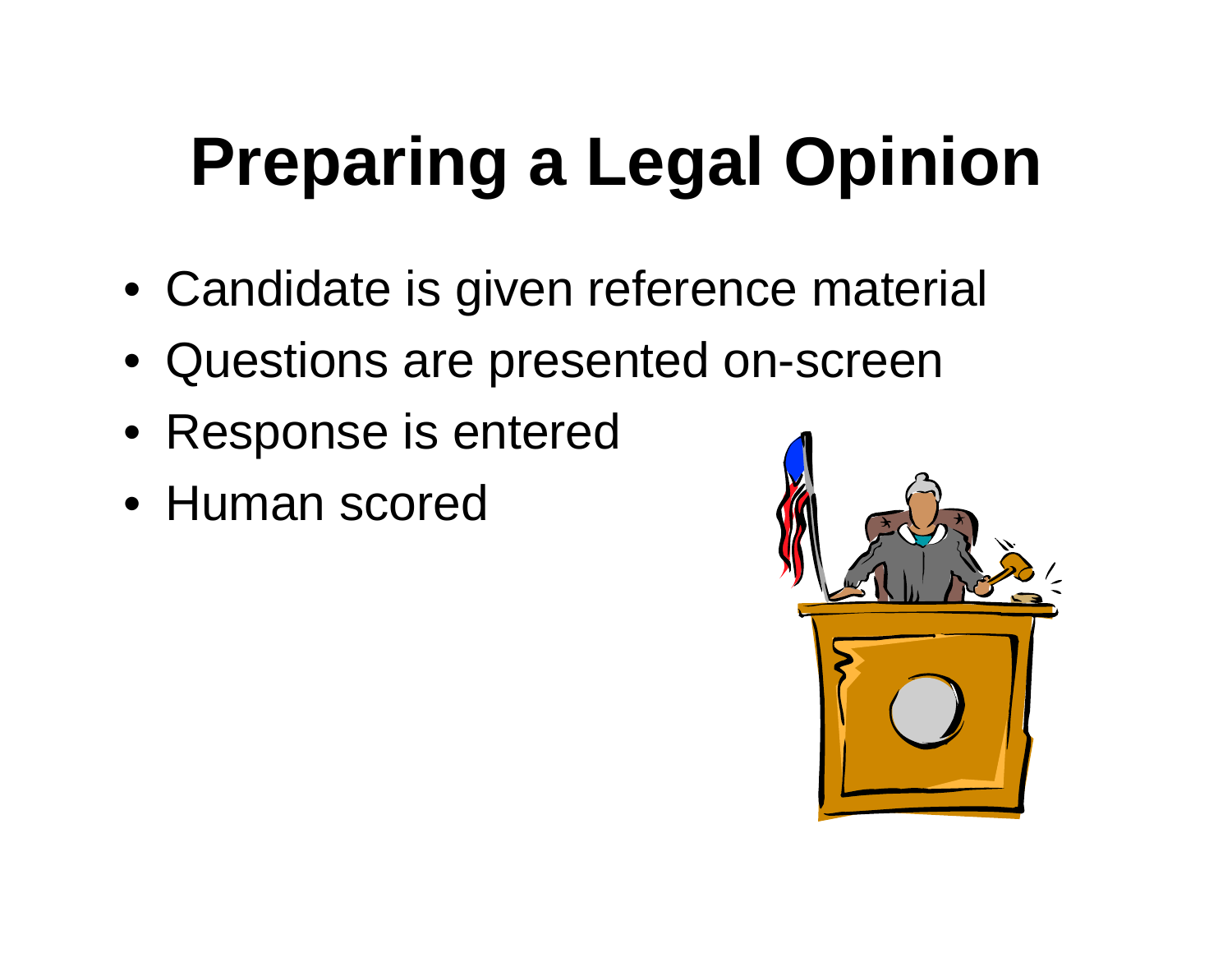# Preparing a Legal Opinion

- Candidate is given reference material
- Questions are presented on-screen
- Response is entered
- Human scored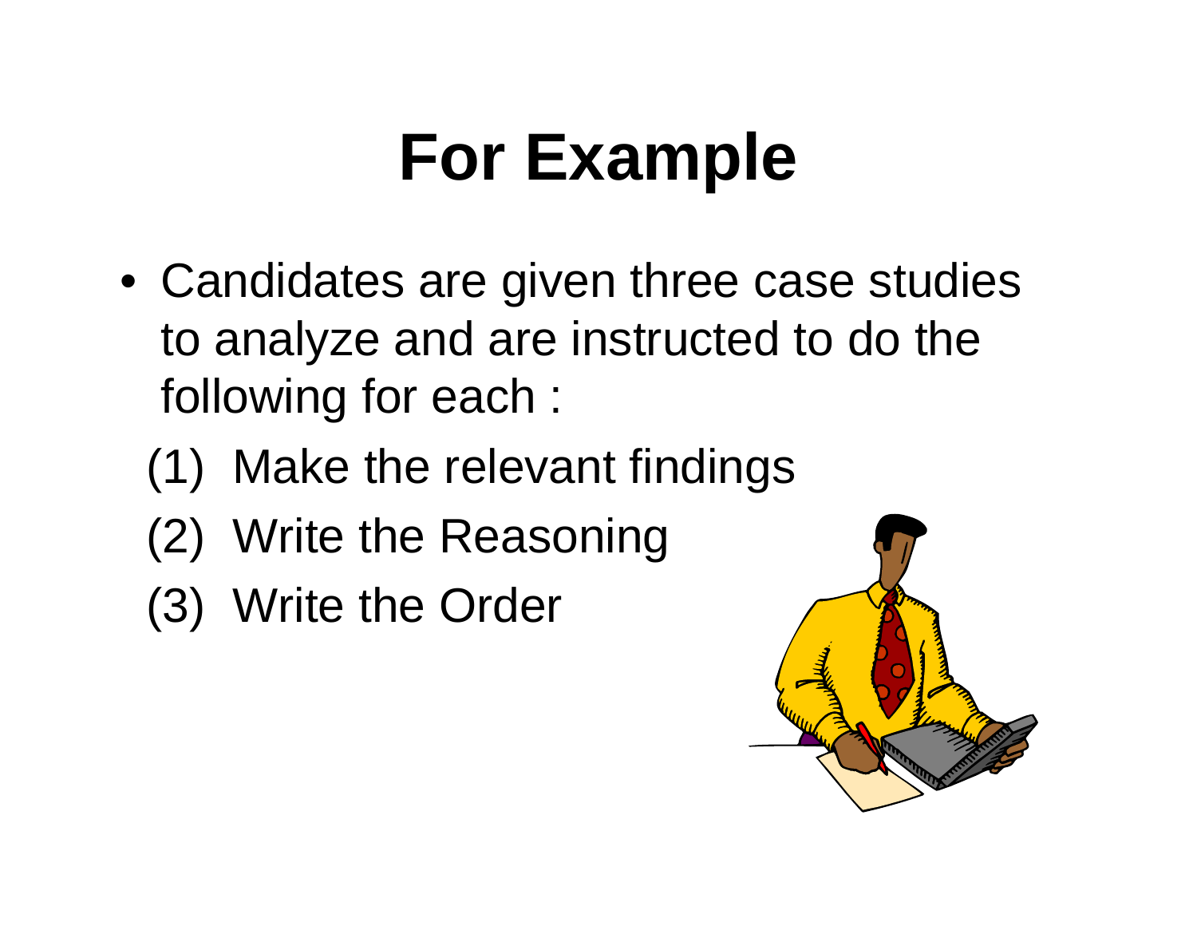# For Example

- Candidates are given three case studies to analyze and are instructed to do the following for each :
  (1) Make the relevant findings
  (2) Write the Reasoning
  (3) Write the Order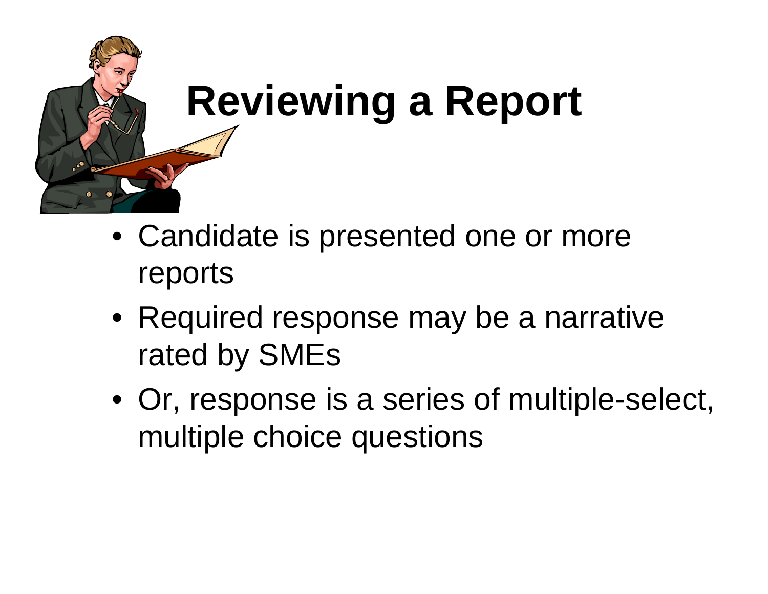# Reviewing a Report

- Candidate is presented one or more reports
- Required response may be a narrative rated by SMEs
- Or, response is a series of multiple-select, multiple choice questions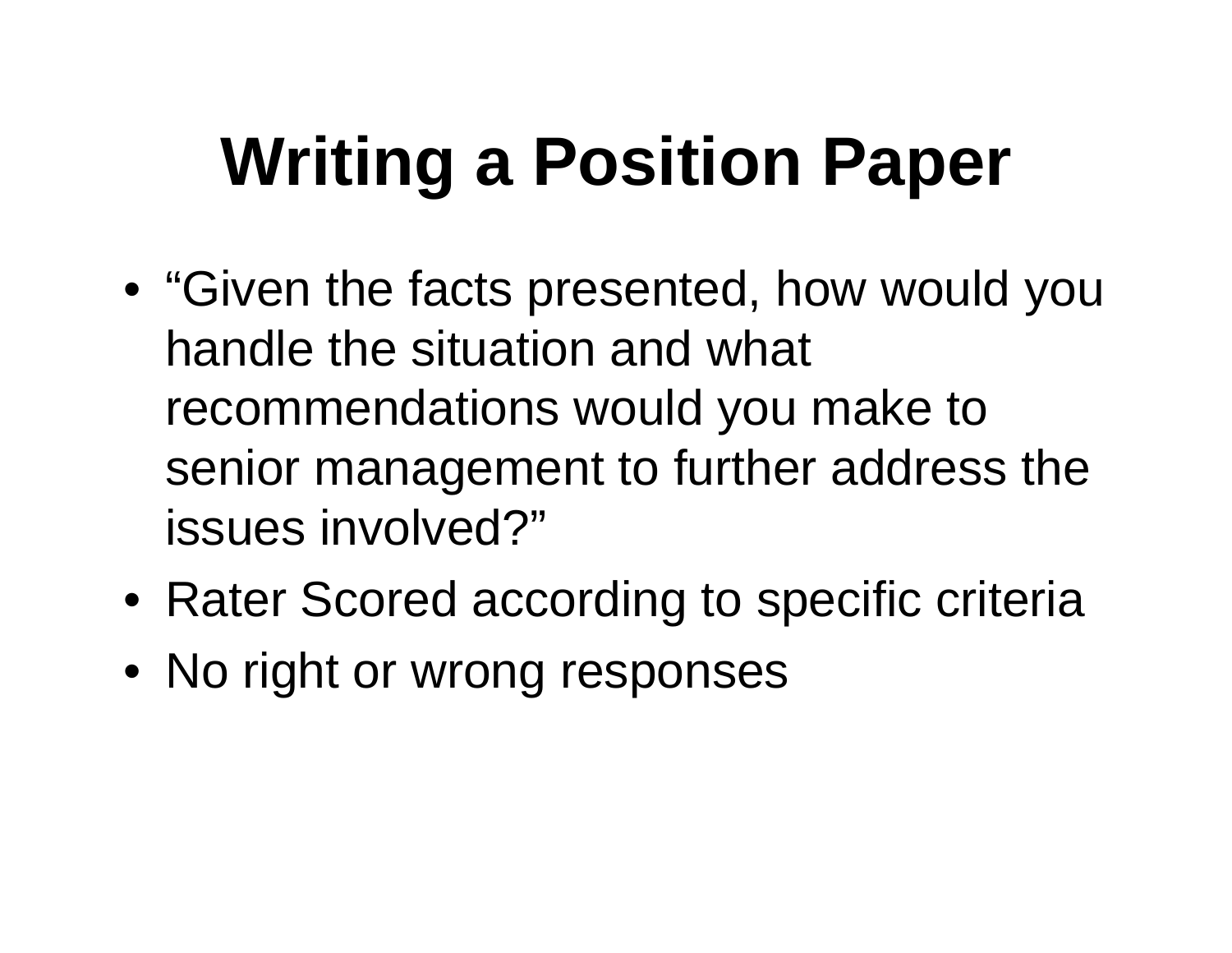# Writing a Position Paper

- "Given the facts presented, how would you handle the situation and what recommendations would you make to senior management to further address the issues involved?"
- Rater Scored according to specific criteria
- No right or wrong responses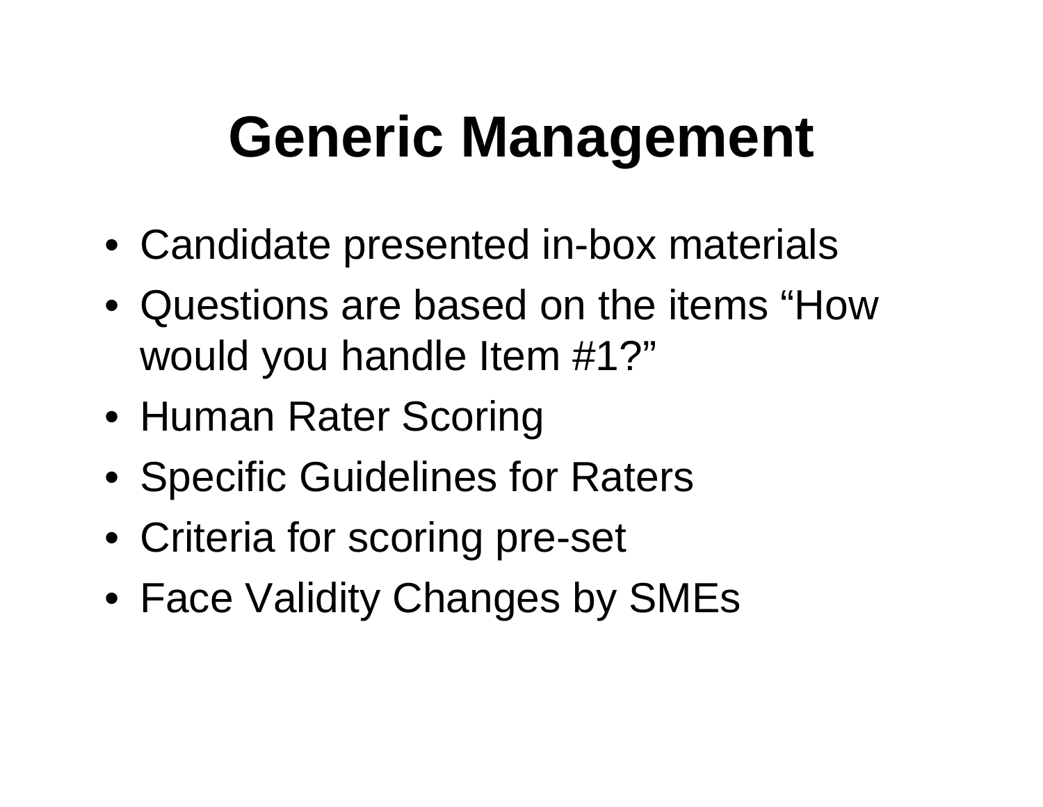# Generic Management

- Candidate presented in-box materials
- Questions are based on the items "How would you handle Item #1?"
- Human Rater Scoring
- Specific Guidelines for Raters
- Criteria for scoring pre-set
- Face Validity Changes by SMEs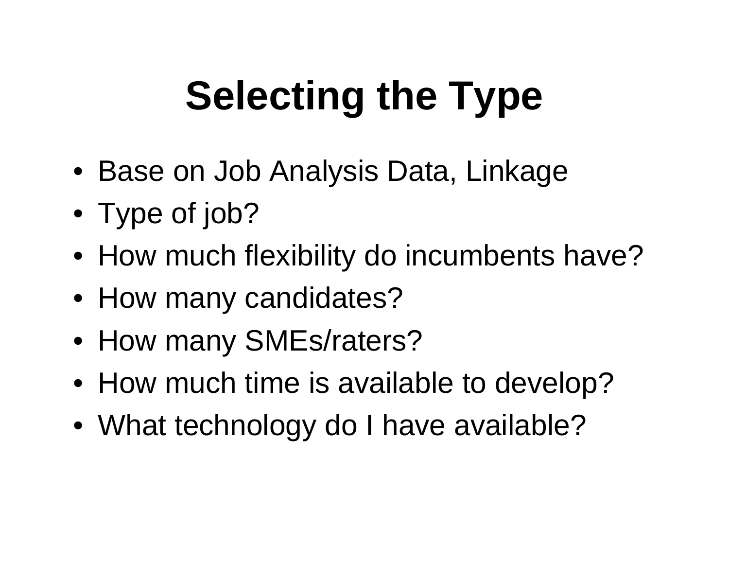# Selecting the Type

- Base on Job Analysis Data, Linkage
- Type of job?
- How much flexibility do incumbents have?
- How many candidates?
- How many SMEs/raters?
- How much time is available to develop?
- What technology do I have available?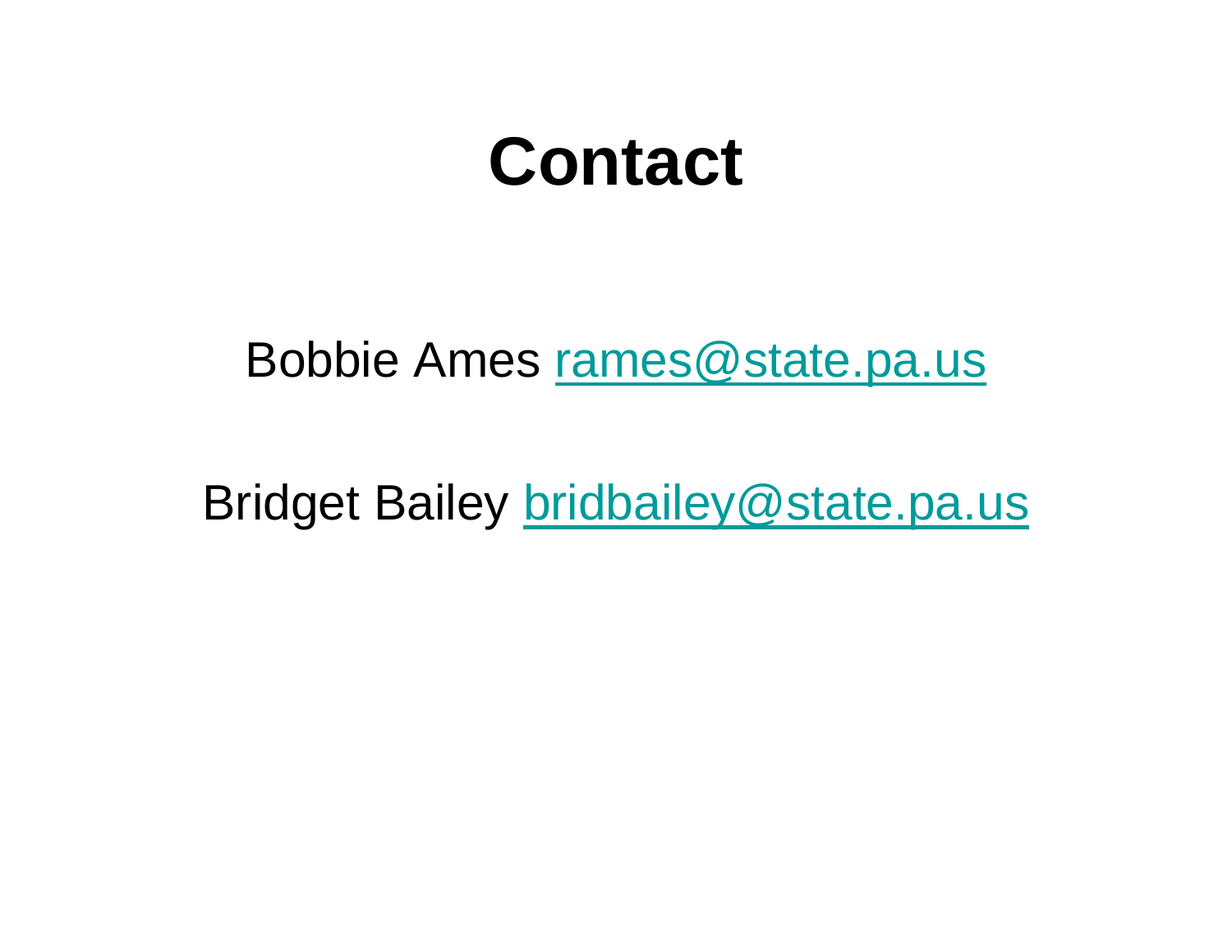# Contact

Bobbie Ames rames@state.pa.us

Bridget Bailey bridbailey@state.pa.us